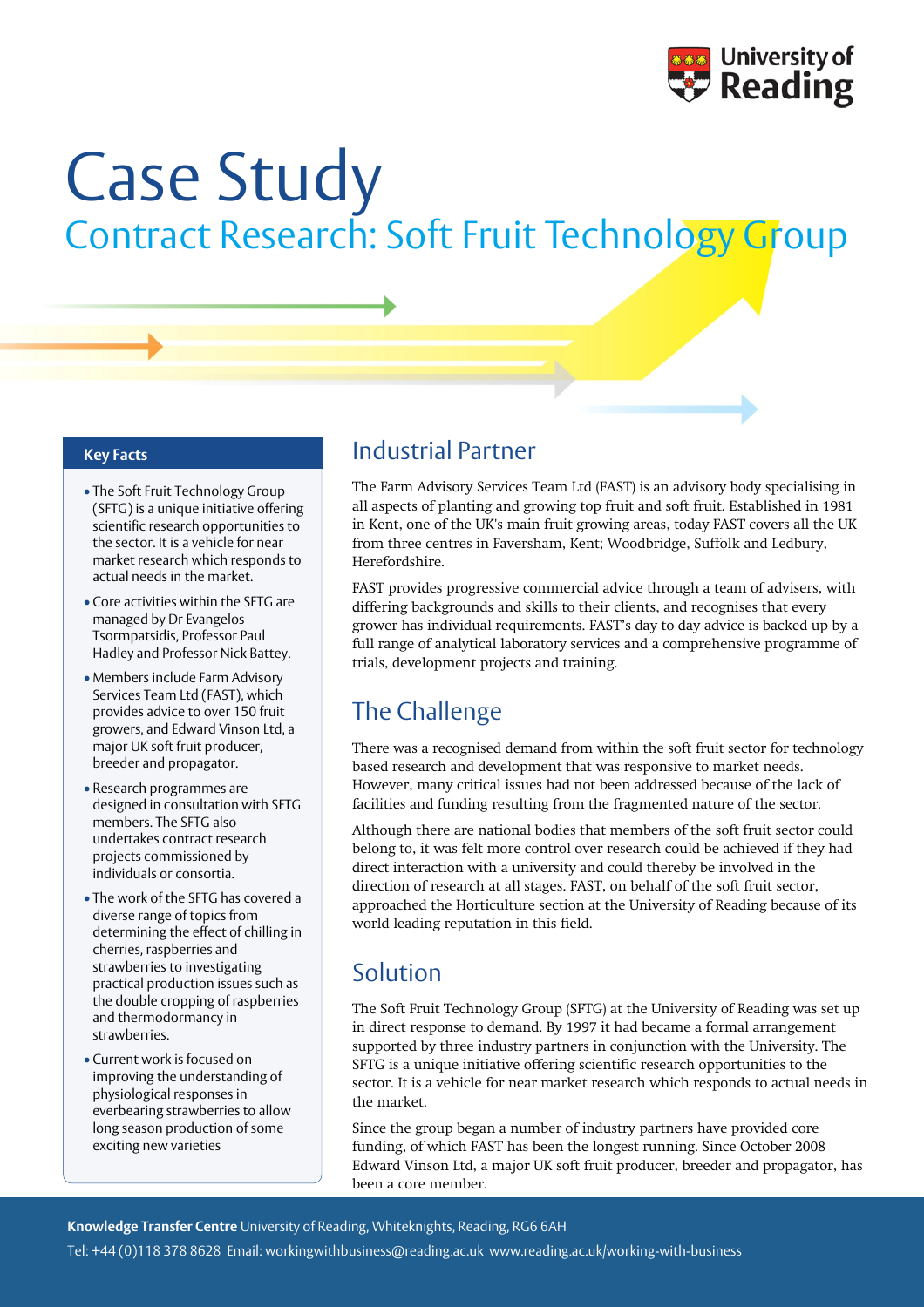# Case Study

## Contract Research: Soft Fruit Technology Group

### Key Facts

- The Soft Fruit Technology Group (SFTG) is a unique initiative offering scientific research opportunities to the sector. It is a vehicle for near market research which responds to actual needs in the market.
- Core activities within the SFTG are managed by Dr Evangelos Tsormpatsidis, Professor Paul Hadley and Professor Nick Battey.
- Members include Farm Advisory Services Team Ltd (FAST), which provides advice to over 150 fruit growers, and Edward Vinson Ltd, a major UK soft fruit producer, breeder and propagator.
- Research programmes are designed in consultation with SFTG members. The SFTG also undertakes contract research projects commissioned by individuals or consortia.
- The work of the SFTG has covered a diverse range of topics from determining the effect of chilling in cherries, raspberries and strawberries to investigating practical production issues such as the double cropping of raspberries and thermodormancy in strawberries.
- Current work is focused on improving the understanding of physiological responses in everbearing strawberries to allow long season production of some exciting new varieties

## Industrial Partner

The Farm Advisory Services Team Ltd (FAST) is an advisory body specialising in all aspects of planting and growing top fruit and soft fruit. Established in 1981 in Kent, one of the UK's main fruit growing areas, today FAST covers all the UK from three centres in Faversham, Kent; Woodbridge, Suffolk and Ledbury, Herefordshire.

FAST provides progressive commercial advice through a team of advisers, with differing backgrounds and skills to their clients, and recognises that every grower has individual requirements. FAST's day to day advice is backed up by a full range of analytical laboratory services and a comprehensive programme of trials, development projects and training.

## The Challenge

There was a recognised demand from within the soft fruit sector for technology based research and development that was responsive to market needs. However, many critical issues had not been addressed because of the lack of facilities and funding resulting from the fragmented nature of the sector.

Although there are national bodies that members of the soft fruit sector could belong to, it was felt more control over research could be achieved if they had direct interaction with a university and could thereby be involved in the direction of research at all stages. FAST, on behalf of the soft fruit sector, approached the Horticulture section at the University of Reading because of its world leading reputation in this field.

## Solution

The Soft Fruit Technology Group (SFTG) at the University of Reading was set up in direct response to demand. By 1997 it had became a formal arrangement supported by three industry partners in conjunction with the University. The SFTG is a unique initiative offering scientific research opportunities to the sector. It is a vehicle for near market research which responds to actual needs in the market.

Since the group began a number of industry partners have provided core funding, of which FAST has been the longest running. Since October 2008 Edward Vinson Ltd, a major UK soft fruit producer, breeder and propagator, has been a core member.

**Knowledge Transfer Centre** University of Reading, Whiteknights, Reading, RG6 6AH

Tel: +44 (0)118 378 8628 Email: workingwithbusiness@reading.ac.uk www.reading.ac.uk/working-with-business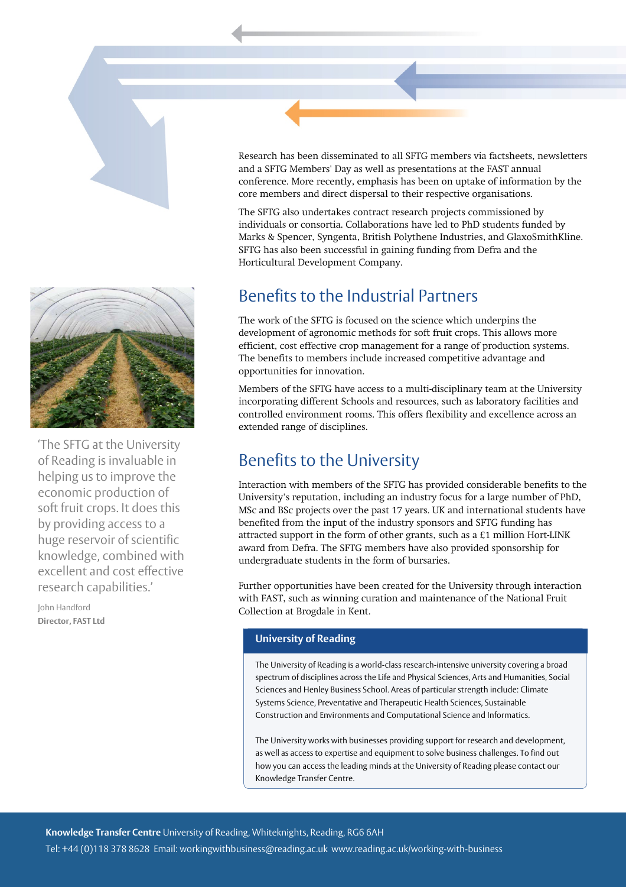Research has been disseminated to all SFTG members via factsheets, newsletters and a SFTG Members' Day as well as presentations at the FAST annual conference. More recently, emphasis has been on uptake of information by the core members and direct dispersal to their respective organisations.

The SFTG also undertakes contract research projects commissioned by individuals or consortia. Collaborations have led to PhD students funded by Marks & Spencer, Syngenta, British Polythene Industries, and GlaxoSmithKline. SFTG has also been successful in gaining funding from Defra and the Horticultural Development Company.

'The SFTG at the University of Reading is invaluable in helping us to improve the economic production of soft fruit crops. It does this by providing access to a huge reservoir of scientific knowledge, combined with excellent and cost effective research capabilities.'

John Handford
**Director, FAST Ltd**

## Benefits to the Industrial Partners

The work of the SFTG is focused on the science which underpins the development of agronomic methods for soft fruit crops. This allows more efficient, cost effective crop management for a range of production systems. The benefits to members include increased competitive advantage and opportunities for innovation.

Members of the SFTG have access to a multi-disciplinary team at the University incorporating different Schools and resources, such as laboratory facilities and controlled environment rooms. This offers flexibility and excellence across an extended range of disciplines.

## Benefits to the University

Interaction with members of the SFTG has provided considerable benefits to the University's reputation, including an industry focus for a large number of PhD, MSc and BSc projects over the past 17 years. UK and international students have benefited from the input of the industry sponsors and SFTG funding has attracted support in the form of other grants, such as a £1 million Hort-LINK award from Defra. The SFTG members have also provided sponsorship for undergraduate students in the form of bursaries.

Further opportunities have been created for the University through interaction with FAST, such as winning curation and maintenance of the National Fruit Collection at Brogdale in Kent.

### University of Reading

The University of Reading is a world-class research-intensive university covering a broad spectrum of disciplines across the Life and Physical Sciences, Arts and Humanities, Social Sciences and Henley Business School. Areas of particular strength include: Climate Systems Science, Preventative and Therapeutic Health Sciences, Sustainable Construction and Environments and Computational Science and Informatics.

The University works with businesses providing support for research and development, as well as access to expertise and equipment to solve business challenges. To find out how you can access the leading minds at the University of Reading please contact our Knowledge Transfer Centre.

**Knowledge Transfer Centre** University of Reading, Whiteknights, Reading, RG6 6AH
Tel: +44 (0)118 378 8628 Email: workingwithbusiness@reading.ac.uk www.reading.ac.uk/working-with-business